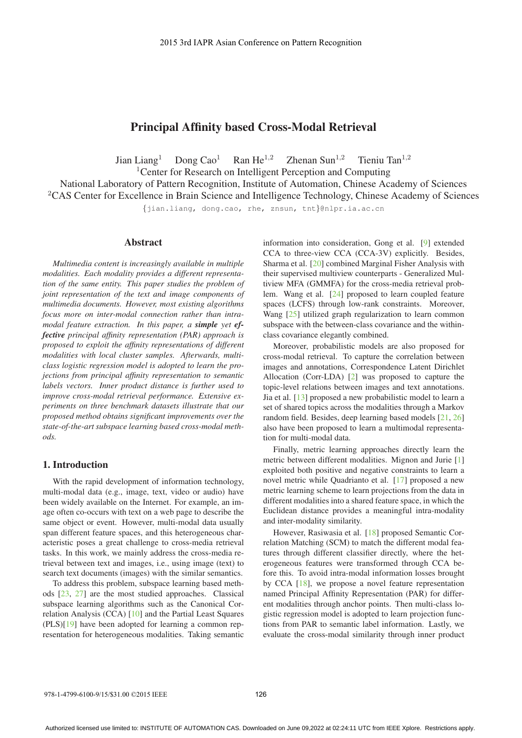# Principal Affinity based Cross-Modal Retrieval

Jian Liang[1] Dong Cao[1] Ran He[1,2] Zhenan Sun[1,2] Tieniu Tan[1,2]

[1]Center for Research on Intelligent Perception and Computing
National Laboratory of Pattern Recognition, Institute of Automation, Chinese Academy of Sciences
[2]CAS Center for Excellence in Brain Science and Intelligence Technology, Chinese Academy of Sciences

{jian.liang, dong.cao, rhe, znsun, tnt}@nlpr.ia.ac.cn

## Abstract

*Multimedia content is increasingly available in multiple modalities. Each modality provides a different representation of the same entity. This paper studies the problem of joint representation of the text and image components of multimedia documents. However, most existing algorithms focus more on inter-modal connection rather than intra-modal feature extraction. In this paper, a **simple** yet **effective** principal affinity representation (PAR) approach is proposed to exploit the affinity representations of different modalities with local cluster samples. Afterwards, multi-class logistic regression model is adopted to learn the projections from principal affinity representation to semantic labels vectors. Inner product distance is further used to improve cross-modal retrieval performance. Extensive experiments on three benchmark datasets illustrate that our proposed method obtains significant improvements over the state-of-the-art subspace learning based cross-modal methods.*

## 1. Introduction

With the rapid development of information technology, multi-modal data (e.g., image, text, video or audio) have been widely available on the Internet. For example, an image often co-occurs with text on a web page to describe the same object or event. However, multi-modal data usually span different feature spaces, and this heterogeneous characteristic poses a great challenge to cross-media retrieval tasks. In this work, we mainly address the cross-media retrieval between text and images, i.e., using image (text) to search text documents (images) with the similar semantics.

To address this problem, subspace learning based methods [23, 27] are the most studied approaches. Classical subspace learning algorithms such as the Canonical Correlation Analysis (CCA) [10] and the Partial Least Squares (PLS)[19] have been adopted for learning a common representation for heterogeneous modalities. Taking semantic information into consideration, Gong et al. [9] extended CCA to three-view CCA (CCA-3V) explicitly. Besides, Sharma et al. [20] combined Marginal Fisher Analysis with their supervised multiview counterparts - Generalized Multiview MFA (GMMFA) for the cross-media retrieval problem. Wang et al. [24] proposed to learn coupled feature spaces (LCFS) through low-rank constraints. Moreover, Wang [25] utilized graph regularization to learn common subspace with the between-class covariance and the within-class covariance elegantly combined.

Moreover, probabilistic models are also proposed for cross-modal retrieval. To capture the correlation between images and annotations, Correspondence Latent Dirichlet Allocation (Corr-LDA) [2] was proposed to capture the topic-level relations between images and text annotations. Jia et al. [13] proposed a new probabilistic model to learn a set of shared topics across the modalities through a Markov random field. Besides, deep learning based models [21, 26] also have been proposed to learn a multimodal representation for multi-modal data.

Finally, metric learning approaches directly learn the metric between different modalities. Mignon and Jurie [1] exploited both positive and negative constraints to learn a novel metric while Quadrianto et al. [17] proposed a new metric learning scheme to learn projections from the data in different modalities into a shared feature space, in which the Euclidean distance provides a meaningful intra-modality and inter-modality similarity.

However, Rasiwasia et al. [18] proposed Semantic Correlation Matching (SCM) to match the different modal features through different classifier directly, where the heterogeneous features were transformed through CCA before this. To avoid intra-modal information losses brought by CCA [18], we propose a novel feature representation named Principal Affinity Representation (PAR) for different modalities through anchor points. Then multi-class logistic regression model is adopted to learn projection functions from PAR to semantic label information. Lastly, we evaluate the cross-modal similarity through inner product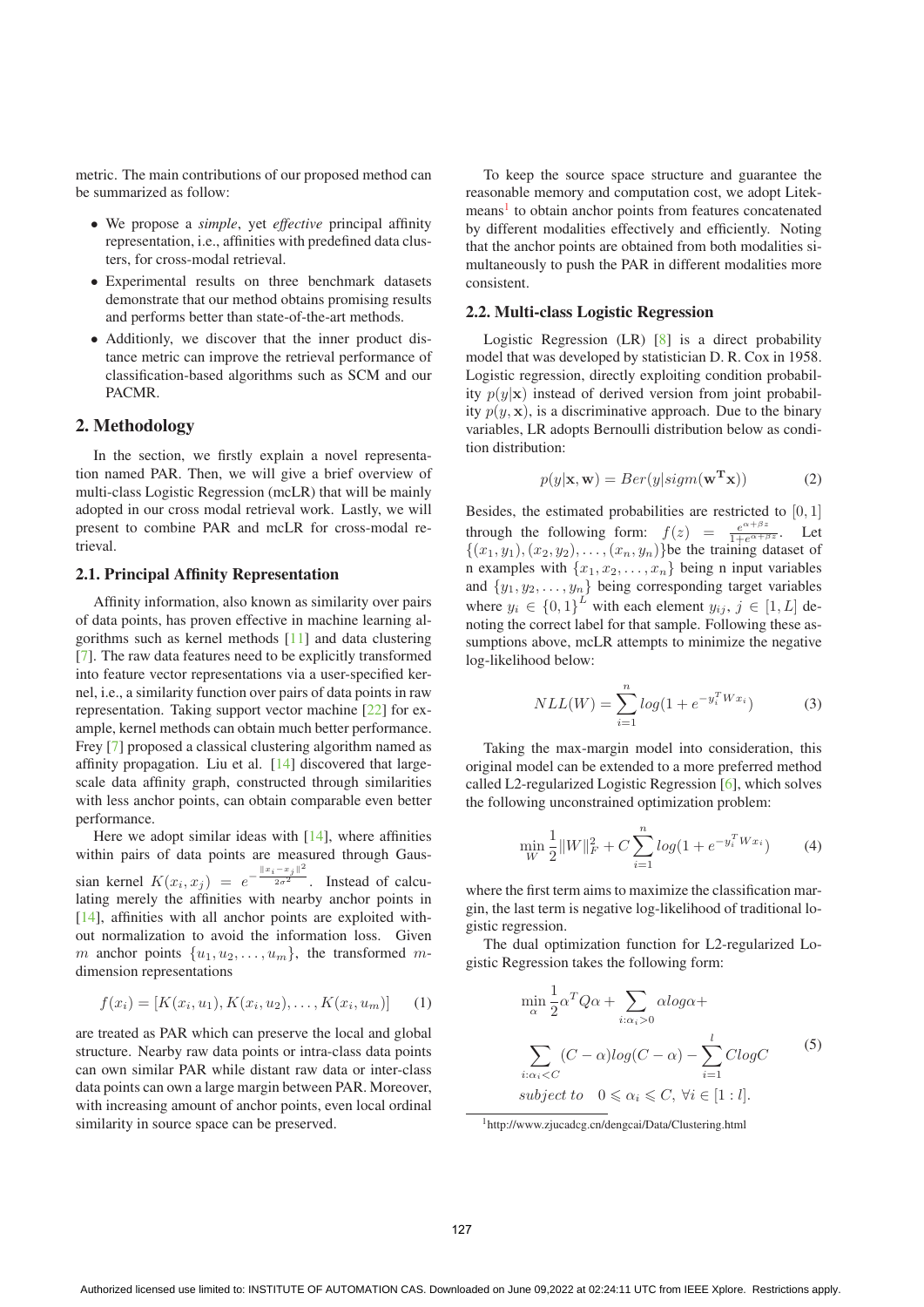metric. The main contributions of our proposed method can be summarized as follow:

- We propose a *simple*, yet *effective* principal affinity representation, i.e., affinities with predefined data clusters, for cross-modal retrieval.
- Experimental results on three benchmark datasets demonstrate that our method obtains promising results and performs better than state-of-the-art methods.
- Additionly, we discover that the inner product distance metric can improve the retrieval performance of classification-based algorithms such as SCM and our PACMR.

## 2. Methodology

In the section, we firstly explain a novel representation named PAR. Then, we will give a brief overview of multi-class Logistic Regression (mcLR) that will be mainly adopted in our cross modal retrieval work. Lastly, we will present to combine PAR and mcLR for cross-modal retrieval.

### 2.1. Principal Affinity Representation

Affinity information, also known as similarity over pairs of data points, has proven effective in machine learning algorithms such as kernel methods [11] and data clustering [7]. The raw data features need to be explicitly transformed into feature vector representations via a user-specified kernel, i.e., a similarity function over pairs of data points in raw representation. Taking support vector machine [22] for example, kernel methods can obtain much better performance. Frey [7] proposed a classical clustering algorithm named as affinity propagation. Liu et al. [14] discovered that large-scale data affinity graph, constructed through similarities with less anchor points, can obtain comparable even better performance.

Here we adopt similar ideas with [14], where affinities within pairs of data points are measured through Gaussian kernel $K(x_i, x_j) = e^{-\frac{\|x_i - x_j\|^2}{2\sigma^2}}$. Instead of calculating merely the affinities with nearby anchor points in [14], affinities with all anchor points are exploited without normalization to avoid the information loss. Given $m$ anchor points $\{u_1, u_2, \ldots, u_m\}$, the transformed $m$-dimension representations

$$f(x_i) = [K(x_i, u_1), K(x_i, u_2), \ldots, K(x_i, u_m)] \quad (1)$$

are treated as PAR which can preserve the local and global structure. Nearby raw data points or intra-class data points can own similar PAR while distant raw data or inter-class data points can own a large margin between PAR. Moreover, with increasing amount of anchor points, even local ordinal similarity in source space can be preserved.

To keep the source space structure and guarantee the reasonable memory and computation cost, we adopt Litekmeans[1] to obtain anchor points from features concatenated by different modalities effectively and efficiently. Noting that the anchor points are obtained from both modalities simultaneously to push the PAR in different modalities more consistent.

### 2.2. Multi-class Logistic Regression

Logistic Regression (LR) [8] is a direct probability model that was developed by statistician D. R. Cox in 1958. Logistic regression, directly exploiting condition probability $p(y|\mathbf{x})$ instead of derived version from joint probability $p(y, \mathbf{x})$, is a discriminative approach. Due to the binary variables, LR adopts Bernoulli distribution below as condition distribution:

$$p(y|\mathbf{x}, \mathbf{w}) = Ber(y|sigm(\mathbf{w^T x})) \quad (2)$$

Besides, the estimated probabilities are restricted to $[0, 1]$ through the following form: $f(z) = \frac{e^{\alpha+\beta z}}{1+e^{\alpha+\beta z}}$. Let $\{(x_1, y_1), (x_2, y_2), \ldots, (x_n, y_n)\}$be the training dataset of n examples with $\{x_1, x_2, \ldots, x_n\}$ being n input variables and $\{y_1, y_2, \ldots, y_n\}$ being corresponding target variables where $y_i \in \{0, 1\}^L$ with each element $y_{ij}$, $j \in [1, L]$ denoting the correct label for that sample. Following these assumptions above, mcLR attempts to minimize the negative log-likelihood below:

$$NLL(W) = \sum_{i=1}^{n} log(1 + e^{-y_i^T W x_i}) \quad (3)$$

Taking the max-margin model into consideration, this original model can be extended to a more preferred method called L2-regularized Logistic Regression [6], which solves the following unconstrained optimization problem:

$$\min_{W} \frac{1}{2}\|W\|_F^2 + C\sum_{i=1}^{n} log(1 + e^{-y_i^T W x_i}) \quad (4)$$

where the first term aims to maximize the classification margin, the last term is negative log-likelihood of traditional logistic regression.

The dual optimization function for L2-regularized Logistic Regression takes the following form:

$$\begin{aligned} &\min_{\alpha} \frac{1}{2}\alpha^T Q\alpha + \sum_{i:\alpha_i>0} \alpha log\alpha + \\ &\sum_{i:\alpha_i<C} (C-\alpha)log(C-\alpha) - \sum_{i=1}^{l} C logC \\ &subject\ to \quad 0 \leqslant \alpha_i \leqslant C,\ \forall i \in [1:l]. \end{aligned} \quad (5)$$

[1] http://www.zjucadcg.cn/dengcai/Data/Clustering.html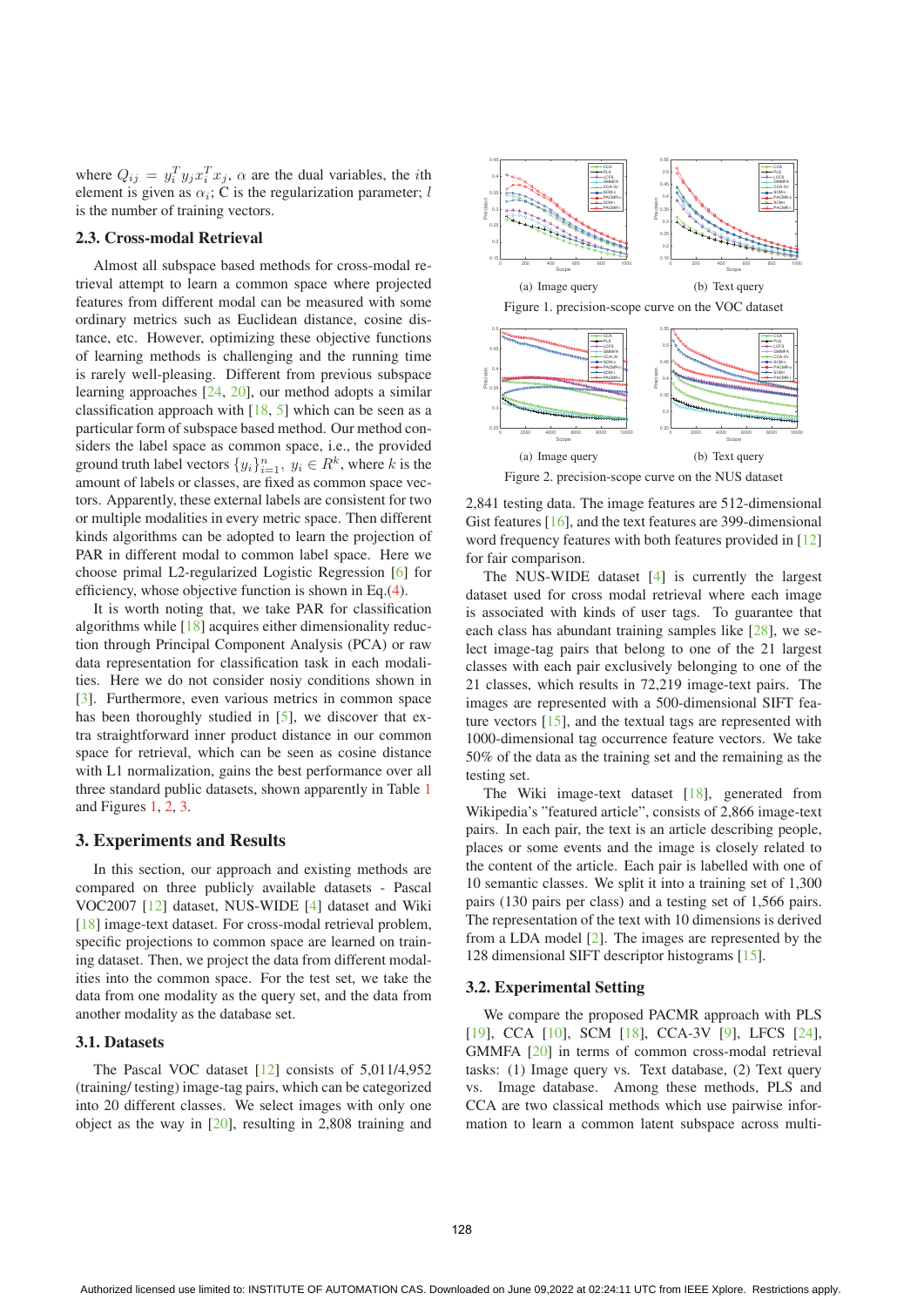where $Q_{ij} = y_i^T y_j x_i^T x_j$, $\alpha$ are the dual variables, the $i$th element is given as $\alpha_i$; C is the regularization parameter; $l$ is the number of training vectors.

### 2.3. Cross-modal Retrieval

Almost all subspace based methods for cross-modal retrieval attempt to learn a common space where projected features from different modal can be measured with some ordinary metrics such as Euclidean distance, cosine distance, etc. However, optimizing these objective functions of learning methods is challenging and the running time is rarely well-pleasing. Different from previous subspace learning approaches [24, 20], our method adopts a similar classification approach with [18, 5] which can be seen as a particular form of subspace based method. Our method considers the label space as common space, i.e., the provided ground truth label vectors $\{y_i\}_{i=1}^n$, $y_i \in R^k$, where $k$ is the amount of labels or classes, are fixed as common space vectors. Apparently, these external labels are consistent for two or multiple modalities in every metric space. Then different kinds algorithms can be adopted to learn the projection of PAR in different modal to common label space. Here we choose primal L2-regularized Logistic Regression [6] for efficiency, whose objective function is shown in Eq.(4).

It is worth noting that, we take PAR for classification algorithms while [18] acquires either dimensionality reduction through Principal Component Analysis (PCA) or raw data representation for classification task in each modalities. Here we do not consider nosiy conditions shown in [3]. Furthermore, even various metrics in common space has been thoroughly studied in [5], we discover that extra straightforward inner product distance in our common space for retrieval, which can be seen as cosine distance with L1 normalization, gains the best performance over all three standard public datasets, shown apparently in Table 1 and Figures 1, 2, 3.

## 3. Experiments and Results

In this section, our approach and existing methods are compared on three publicly available datasets - Pascal VOC2007 [12] dataset, NUS-WIDE [4] dataset and Wiki [18] image-text dataset. For cross-modal retrieval problem, specific projections to common space are learned on training dataset. Then, we project the data from different modalities into the common space. For the test set, we take the data from one modality as the query set, and the data from another modality as the database set.

### 3.1. Datasets

The Pascal VOC dataset [12] consists of 5,011/4,952 (training/ testing) image-tag pairs, which can be categorized into 20 different classes. We select images with only one object as the way in [20], resulting in 2,808 training and 2,841 testing data. The image features are 512-dimensional Gist features [16], and the text features are 399-dimensional word frequency features with both features provided in [12] for fair comparison.

(a) Image query (b) Text query

Figure 1. precision-scope curve on the VOC dataset

(a) Image query (b) Text query

Figure 2. precision-scope curve on the NUS dataset

The NUS-WIDE dataset [4] is currently the largest dataset used for cross modal retrieval where each image is associated with kinds of user tags. To guarantee that each class has abundant training samples like [28], we select image-tag pairs that belong to one of the 21 largest classes with each pair exclusively belonging to one of the 21 classes, which results in 72,219 image-text pairs. The images are represented with a 500-dimensional SIFT feature vectors [15], and the textual tags are represented with 1000-dimensional tag occurrence feature vectors. We take 50% of the data as the training set and the remaining as the testing set.

The Wiki image-text dataset [18], generated from Wikipedia's "featured article", consists of 2,866 image-text pairs. In each pair, the text is an article describing people, places or some events and the image is closely related to the content of the article. Each pair is labelled with one of 10 semantic classes. We split it into a training set of 1,300 pairs (130 pairs per class) and a testing set of 1,566 pairs. The representation of the text with 10 dimensions is derived from a LDA model [2]. The images are represented by the 128 dimensional SIFT descriptor histograms [15].

### 3.2. Experimental Setting

We compare the proposed PACMR approach with PLS [19], CCA [10], SCM [18], CCA-3V [9], LFCS [24], GMMFA [20] in terms of common cross-modal retrieval tasks: (1) Image query vs. Text database, (2) Text query vs. Image database. Among these methods, PLS and CCA are two classical methods which use pairwise information to learn a common latent subspace across multi-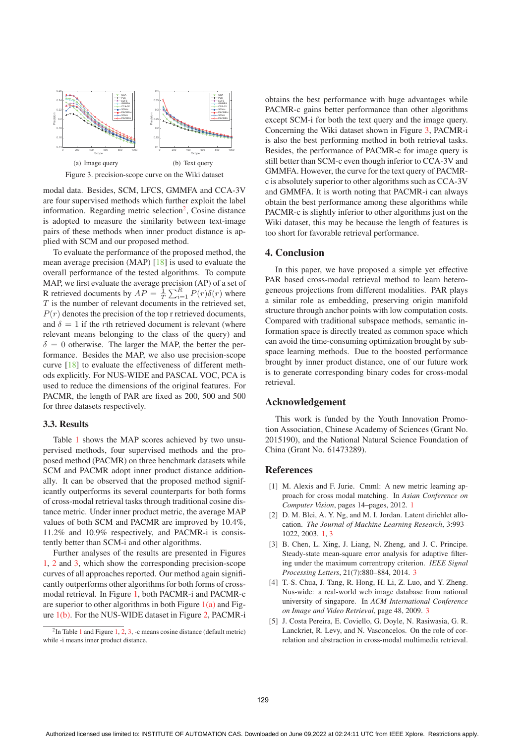(a) Image query (b) Text query

Figure 3. precision-scope curve on the Wiki dataset

modal data. Besides, SCM, LFCS, GMMFA and CCA-3V are four supervised methods which further exploit the label information. Regarding metric selection[2], Cosine distance is adopted to measure the similarity between text-image pairs of these methods when inner product distance is applied with SCM and our proposed method.

To evaluate the performance of the proposed method, the mean average precision (MAP) [18] is used to evaluate the overall performance of the tested algorithms. To compute MAP, we first evaluate the average precision (AP) of a set of R retrieved documents by $AP = \frac{1}{T}\sum_{i=1}^{R} P(r)\delta(r)$ where $T$ is the number of relevant documents in the retrieved set, $P(r)$ denotes the precision of the top r retrieved documents, and $\delta = 1$ if the $r$th retrieved document is relevant (where relevant means belonging to the class of the query) and $\delta = 0$ otherwise. The larger the MAP, the better the performance. Besides the MAP, we also use precision-scope curve [18] to evaluate the effectiveness of different methods explicitly. For NUS-WIDE and PASCAL VOC, PCA is used to reduce the dimensions of the original features. For PACMR, the length of PAR are fixed as 200, 500 and 500 for three datasets respectively.

### 3.3. Results

Table 1 shows the MAP scores achieved by two unsupervised methods, four supervised methods and the proposed method (PACMR) on three benchmark datasets while SCM and PACMR adopt inner product distance additionally. It can be observed that the proposed method significantly outperforms its several counterparts for both forms of cross-modal retrieval tasks through traditional cosine distance metric. Under inner product metric, the average MAP values of both SCM and PACMR are improved by 10.4%, 11.2% and 10.9% respectively, and PACMR-i is consistently better than SCM-i and other algorithms.

Further analyses of the results are presented in Figures 1, 2 and 3, which show the corresponding precision-scope curves of all approaches reported. Our method again significantly outperforms other algorithms for both forms of cross-modal retrieval. In Figure 1, both PACMR-i and PACMR-c are superior to other algorithms in both Figure 1(a) and Figure 1(b). For the NUS-WIDE dataset in Figure 2, PACMR-i obtains the best performance with huge advantages while PACMR-c gains better performance than other algorithms except SCM-i for both the text query and the image query. Concerning the Wiki dataset shown in Figure 3, PACMR-i is also the best performing method in both retrieval tasks. Besides, the performance of PACMR-c for image query is still better than SCM-c even though inferior to CCA-3V and GMMFA. However, the curve for the text query of PACMR-c is absolutely superior to other algorithms such as CCA-3V and GMMFA. It is worth noting that PACMR-i can always obtain the best performance among these algorithms while PACMR-c is slightly inferior to other algorithms just on the Wiki dataset, this may be because the length of features is too short for favorable retrieval performance.

[2] In Table 1 and Figure 1, 2, 3, -c means cosine distance (default metric) while -i means inner product distance.

## 4. Conclusion

In this paper, we have proposed a simple yet effective PAR based cross-modal retrieval method to learn heterogeneous projections from different modalities. PAR plays a similar role as embedding, preserving origin manifold structure through anchor points with low computation costs. Compared with traditional subspace methods, semantic information space is directly treated as common space which can avoid the time-consuming optimization brought by subspace learning methods. Due to the boosted performance brought by inner product distance, one of our future work is to generate corresponding binary codes for cross-modal retrieval.

## Acknowledgement

This work is funded by the Youth Innovation Promotion Association, Chinese Academy of Sciences (Grant No. 2015190), and the National Natural Science Foundation of China (Grant No. 61473289).

## References

[1] M. Alexis and F. Jurie. Cmml: A new metric learning approach for cross modal matching. In *Asian Conference on Computer Vision*, pages 14–pages, 2012. 1

[2] D. M. Blei, A. Y. Ng, and M. I. Jordan. Latent dirichlet allocation. *The Journal of Machine Learning Research*, 3:993–1022, 2003. 1, 3

[3] B. Chen, L. Xing, J. Liang, N. Zheng, and J. C. Principe. Steady-state mean-square error analysis for adaptive filtering under the maximum correntropy criterion. *IEEE Signal Processing Letters*, 21(7):880–884, 2014. 3

[4] T.-S. Chua, J. Tang, R. Hong, H. Li, Z. Luo, and Y. Zheng. Nus-wide: a real-world web image database from national university of singapore. In *ACM International Conference on Image and Video Retrieval*, page 48, 2009. 3

[5] J. Costa Pereira, E. Coviello, G. Doyle, N. Rasiwasia, G. R. Lanckriet, R. Levy, and N. Vasconcelos. On the role of correlation and abstraction in cross-modal multimedia retrieval.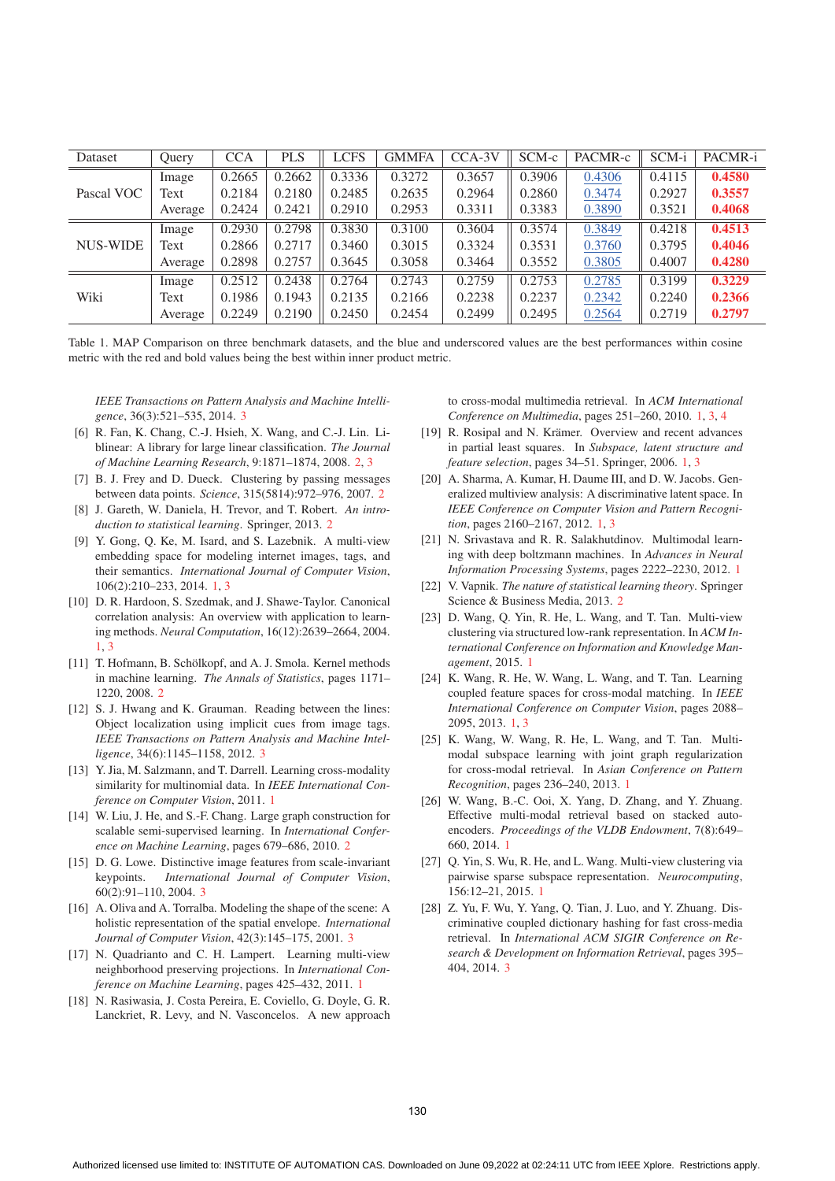| Dataset | Query | CCA | PLS | LCFS | GMMFA | CCA-3V | SCM-c | PACMR-c | SCM-i | PACMR-i |
|---|---|---|---|---|---|---|---|---|---|---|
| Pascal VOC | Image | 0.2665 | 0.2662 | 0.3336 | 0.3272 | 0.3657 | 0.3906 | <u>0.4306</u> | 0.4115 | **0.4580** |
| | Text | 0.2184 | 0.2180 | 0.2485 | 0.2635 | 0.2964 | 0.2860 | <u>0.3474</u> | 0.2927 | **0.3557** |
| | Average | 0.2424 | 0.2421 | 0.2910 | 0.2953 | 0.3311 | 0.3383 | <u>0.3890</u> | 0.3521 | **0.4068** |
| NUS-WIDE | Image | 0.2930 | 0.2798 | 0.3830 | 0.3100 | 0.3604 | 0.3574 | <u>0.3849</u> | 0.4218 | **0.4513** |
| | Text | 0.2866 | 0.2717 | 0.3460 | 0.3015 | 0.3324 | 0.3531 | <u>0.3760</u> | 0.3795 | **0.4046** |
| | Average | 0.2898 | 0.2757 | 0.3645 | 0.3058 | 0.3464 | 0.3552 | <u>0.3805</u> | 0.4007 | **0.4280** |
| Wiki | Image | 0.2512 | 0.2438 | 0.2764 | 0.2743 | 0.2759 | 0.2753 | <u>0.2785</u> | 0.3199 | **0.3229** |
| | Text | 0.1986 | 0.1943 | 0.2135 | 0.2166 | 0.2238 | 0.2237 | <u>0.2342</u> | 0.2240 | **0.2366** |
| | Average | 0.2249 | 0.2190 | 0.2450 | 0.2454 | 0.2499 | 0.2495 | <u>0.2564</u> | 0.2719 | **0.2797** |

Table 1. MAP Comparison on three benchmark datasets, and the blue and underscored values are the best performances within cosine metric with the red and bold values being the best within inner product metric.

*IEEE Transactions on Pattern Analysis and Machine Intelligence*, 36(3):521–535, 2014. 3

[6] R. Fan, K. Chang, C.-J. Hsieh, X. Wang, and C.-J. Lin. Liblinear: A library for large linear classification. *The Journal of Machine Learning Research*, 9:1871–1874, 2008. 2, 3

[7] B. J. Frey and D. Dueck. Clustering by passing messages between data points. *Science*, 315(5814):972–976, 2007. 2

[8] J. Gareth, W. Daniela, H. Trevor, and T. Robert. *An introduction to statistical learning*. Springer, 2013. 2

[9] Y. Gong, Q. Ke, M. Isard, and S. Lazebnik. A multi-view embedding space for modeling internet images, tags, and their semantics. *International Journal of Computer Vision*, 106(2):210–233, 2014. 1, 3

[10] D. R. Hardoon, S. Szedmak, and J. Shawe-Taylor. Canonical correlation analysis: An overview with application to learning methods. *Neural Computation*, 16(12):2639–2664, 2004. 1, 3

[11] T. Hofmann, B. Schölkopf, and A. J. Smola. Kernel methods in machine learning. *The Annals of Statistics*, pages 1171–1220, 2008. 2

[12] S. J. Hwang and K. Grauman. Reading between the lines: Object localization using implicit cues from image tags. *IEEE Transactions on Pattern Analysis and Machine Intelligence*, 34(6):1145–1158, 2012. 3

[13] Y. Jia, M. Salzmann, and T. Darrell. Learning cross-modality similarity for multinomial data. In *IEEE International Conference on Computer Vision*, 2011. 1

[14] W. Liu, J. He, and S.-F. Chang. Large graph construction for scalable semi-supervised learning. In *International Conference on Machine Learning*, pages 679–686, 2010. 2

[15] D. G. Lowe. Distinctive image features from scale-invariant keypoints. *International Journal of Computer Vision*, 60(2):91–110, 2004. 3

[16] A. Oliva and A. Torralba. Modeling the shape of the scene: A holistic representation of the spatial envelope. *International Journal of Computer Vision*, 42(3):145–175, 2001. 3

[17] N. Quadrianto and C. H. Lampert. Learning multi-view neighborhood preserving projections. In *International Conference on Machine Learning*, pages 425–432, 2011. 1

[18] N. Rasiwasia, J. Costa Pereira, E. Coviello, G. Doyle, G. R. Lanckriet, R. Levy, and N. Vasconcelos. A new approach to cross-modal multimedia retrieval. In *ACM International Conference on Multimedia*, pages 251–260, 2010. 1, 3, 4

[19] R. Rosipal and N. Krämer. Overview and recent advances in partial least squares. In *Subspace, latent structure and feature selection*, pages 34–51. Springer, 2006. 1, 3

[20] A. Sharma, A. Kumar, H. Daume III, and D. W. Jacobs. Generalized multiview analysis: A discriminative latent space. In *IEEE Conference on Computer Vision and Pattern Recognition*, pages 2160–2167, 2012. 1, 3

[21] N. Srivastava and R. R. Salakhutdinov. Multimodal learning with deep boltzmann machines. In *Advances in Neural Information Processing Systems*, pages 2222–2230, 2012. 1

[22] V. Vapnik. *The nature of statistical learning theory*. Springer Science & Business Media, 2013. 2

[23] D. Wang, Q. Yin, R. He, L. Wang, and T. Tan. Multi-view clustering via structured low-rank representation. In *ACM International Conference on Information and Knowledge Management*, 2015. 1

[24] K. Wang, R. He, W. Wang, L. Wang, and T. Tan. Learning coupled feature spaces for cross-modal matching. In *IEEE International Conference on Computer Vision*, pages 2088–2095, 2013. 1, 3

[25] K. Wang, W. Wang, R. He, L. Wang, and T. Tan. Multi-modal subspace learning with joint graph regularization for cross-modal retrieval. In *Asian Conference on Pattern Recognition*, pages 236–240, 2013. 1

[26] W. Wang, B.-C. Ooi, X. Yang, D. Zhang, and Y. Zhuang. Effective multi-modal retrieval based on stacked autoencoders. *Proceedings of the VLDB Endowment*, 7(8):649–660, 2014. 1

[27] Q. Yin, S. Wu, R. He, and L. Wang. Multi-view clustering via pairwise sparse subspace representation. *Neurocomputing*, 156:12–21, 2015. 1

[28] Z. Yu, F. Wu, Y. Yang, Q. Tian, J. Luo, and Y. Zhuang. Discriminative coupled dictionary hashing for fast cross-media retrieval. In *International ACM SIGIR Conference on Research & Development on Information Retrieval*, pages 395–404, 2014. 3